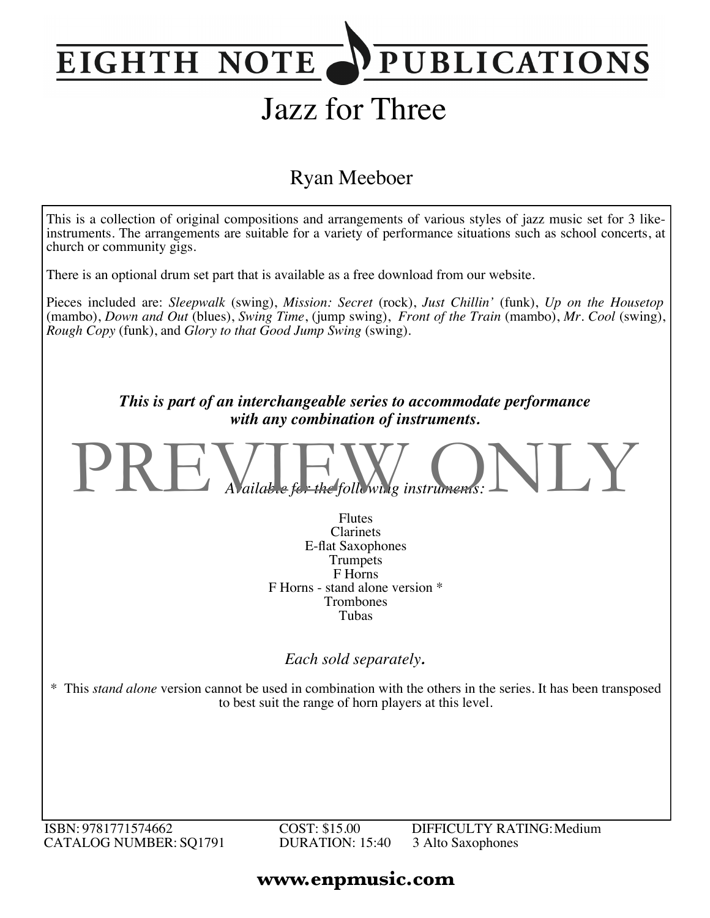# EIGHTH NOTE PUBLICATIONS

# Jazz for Three

## Ryan Meeboer

This is a collection of original compositions and arrangements of various styles of jazz music set for 3 like-instruments. The arrangements are suitable for a variety of performance situations such as school concerts, at church or community gigs.

There is an optional drum set part that is available as a free download from our website.

Pieces included are: *Sleepwalk* (swing), *Mission: Secret* (rock), *Just Chillin'* (funk), *Up on the Housetop* (mambo), *Down and Out* (blues), *Swing Time*, (jump swing), *Front of the Train* (mambo), *Mr. Cool* (swing), *Rough Copy* (funk), and *Glory to that Good Jump Swing* (swing).

***This is part of an interchangeable series to accommodate performance with any combination of instruments.***

PREVIEW ONLY

*Available for the following instruments:*

Flutes
Clarinets
E-flat Saxophones
Trumpets
F Horns
F Horns - stand alone version *
Trombones
Tubas

*Each sold separately.*

\* This *stand alone* version cannot be used in combination with the others in the series. It has been transposed to best suit the range of horn players at this level.

ISBN: 9781771574662
CATALOG NUMBER: SQ1791

COST: $15.00
DURATION: 15:40

DIFFICULTY RATING: Medium
3 Alto Saxophones

**www.enpmusic.com**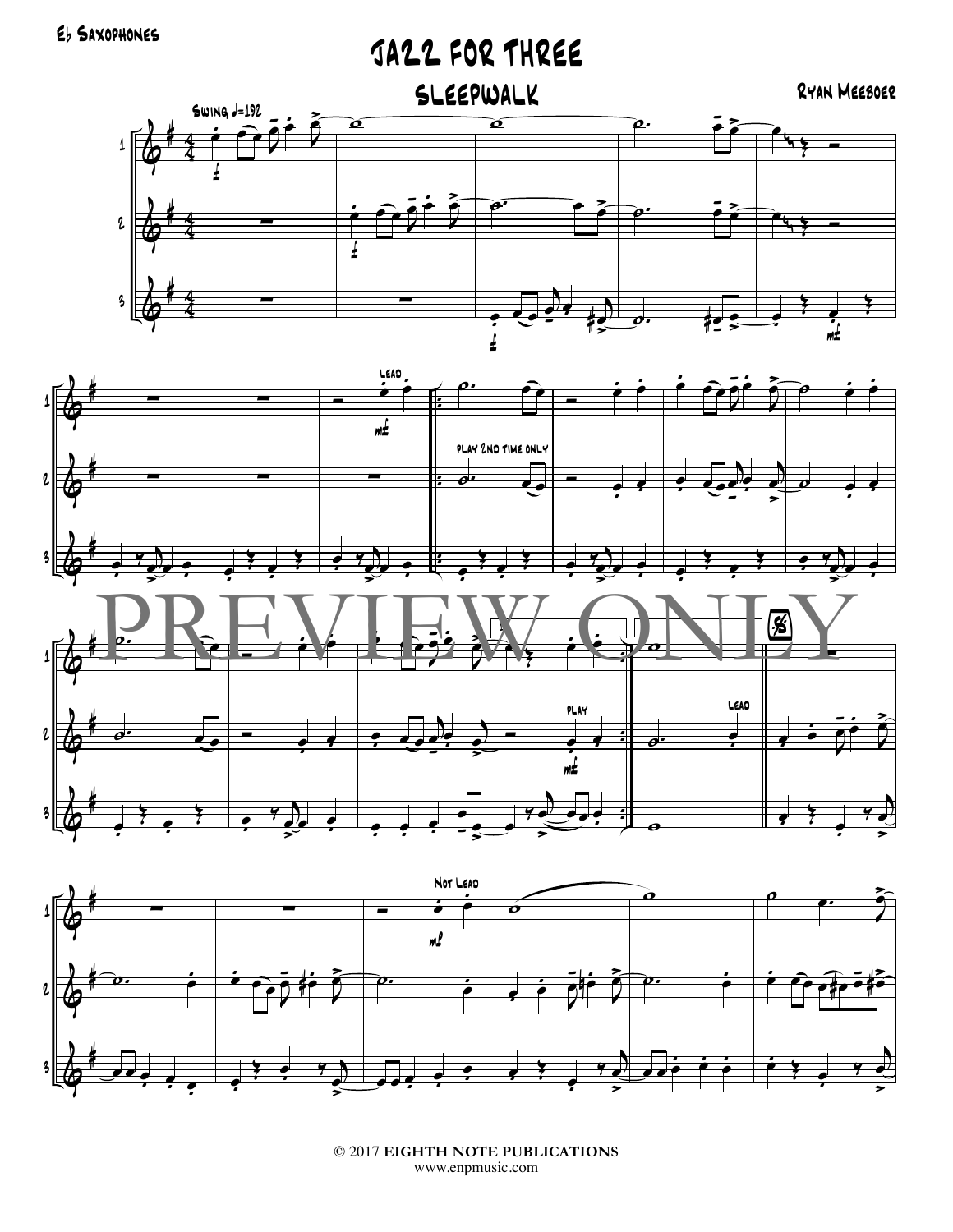Eb Saxophones

# JAZZ FOR THREE

## SLEEPWALK

Ryan Meeboer

© 2017 EIGHTH NOTE PUBLICATIONS
www.enpmusic.com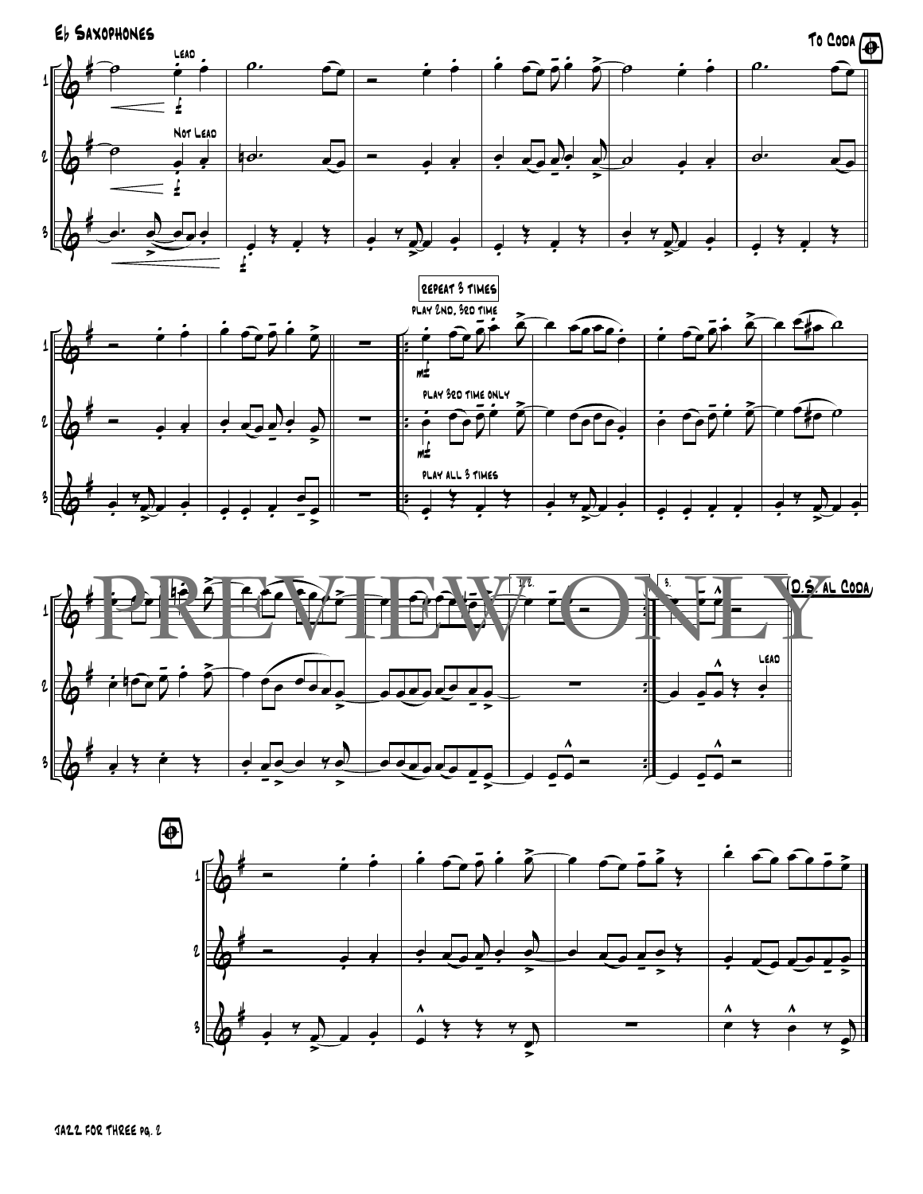Eb Saxophones

To Coda

Lead

Not Lead

repeat 3 times

play 2nd, 3rd time

play 3rd time only

play all 3 times

1. 2.

3.

D.S. al Coda

Lead

PREVIEW ONLY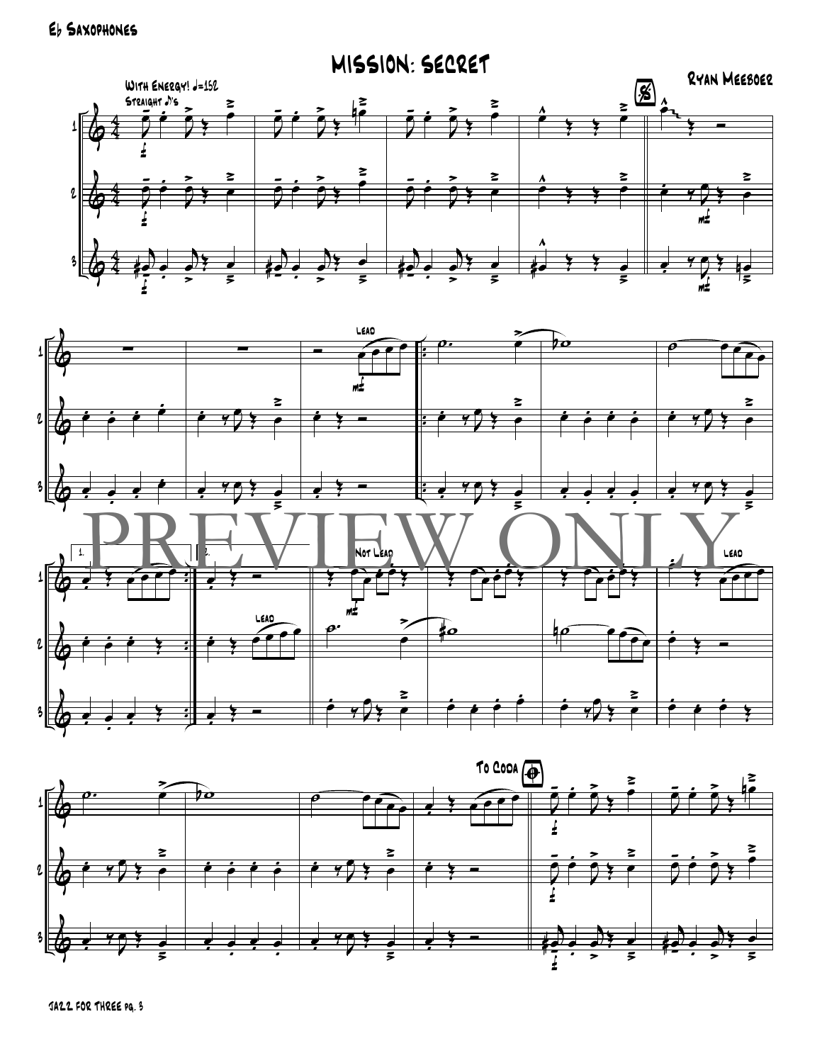Eb Saxophones

# MISSION: SECRET

Ryan Meeboer

With Energy! ♩=152
Straight ♪'s

PREVIEW ONLY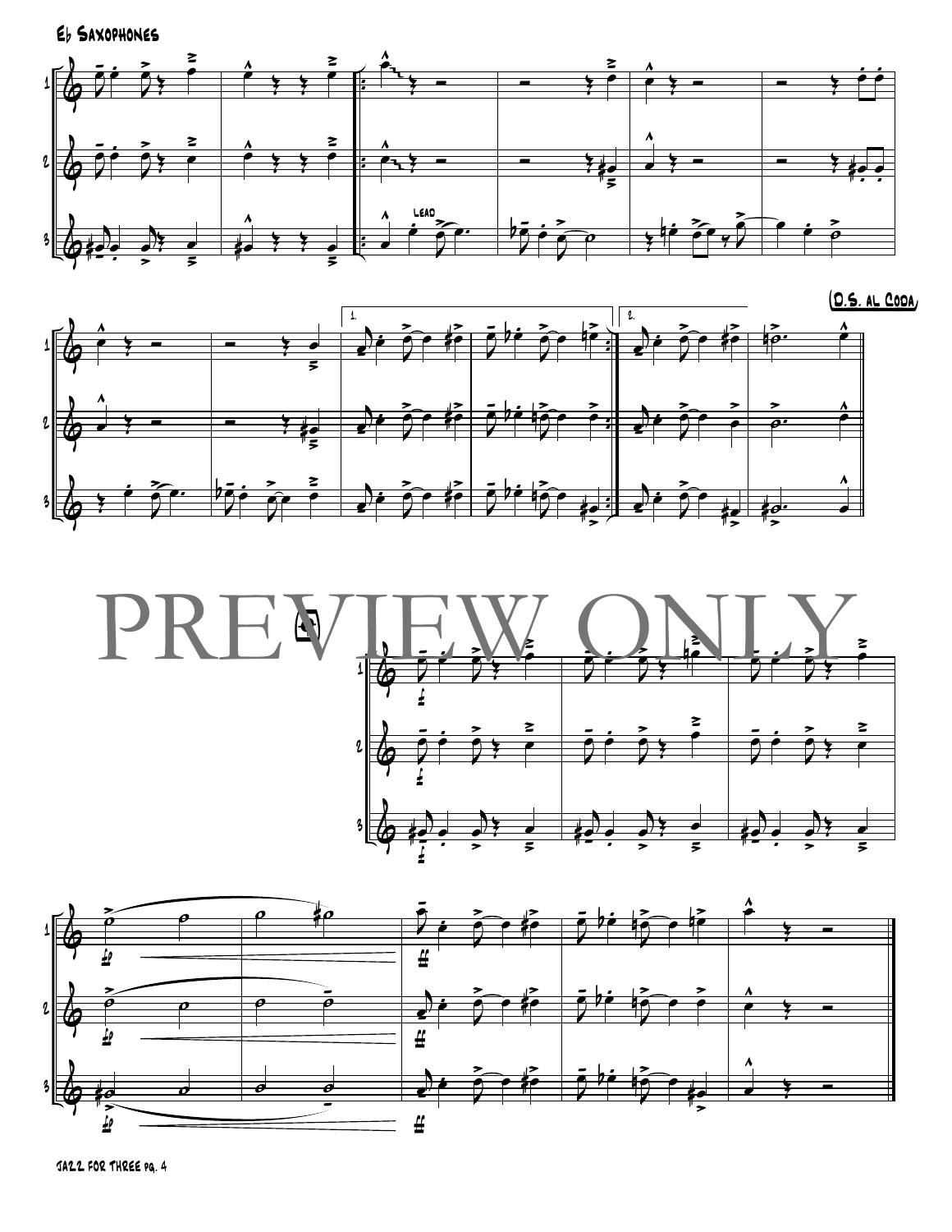E♭ Saxophones

LEAD

D.S. al Coda

PREVIEW ONLY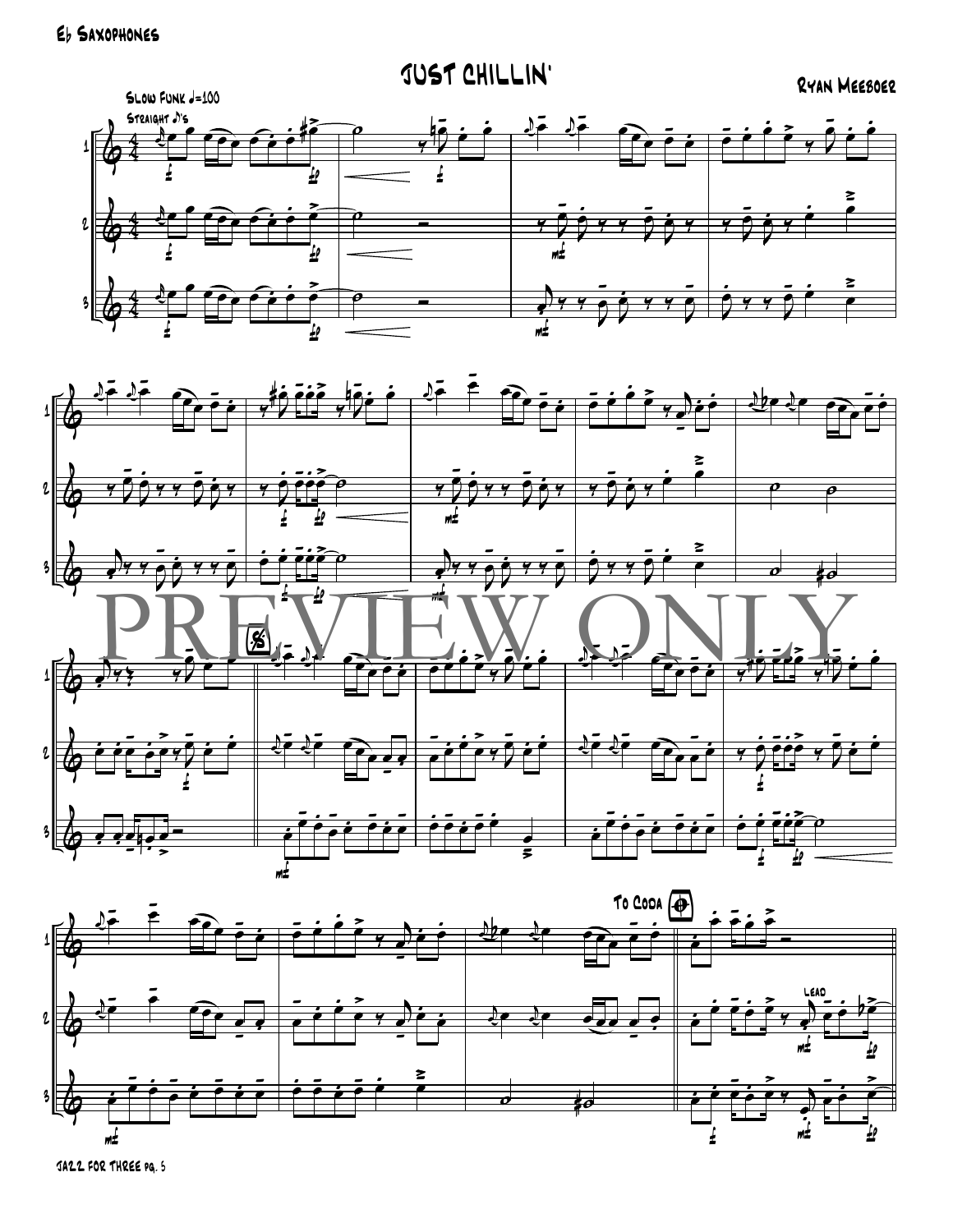Eb Saxophones

# JUST CHILLIN'

Ryan Meeboer

Slow Funk ♩=100

Straight ♪'s

PREVIEW ONLY

To Coda

Lead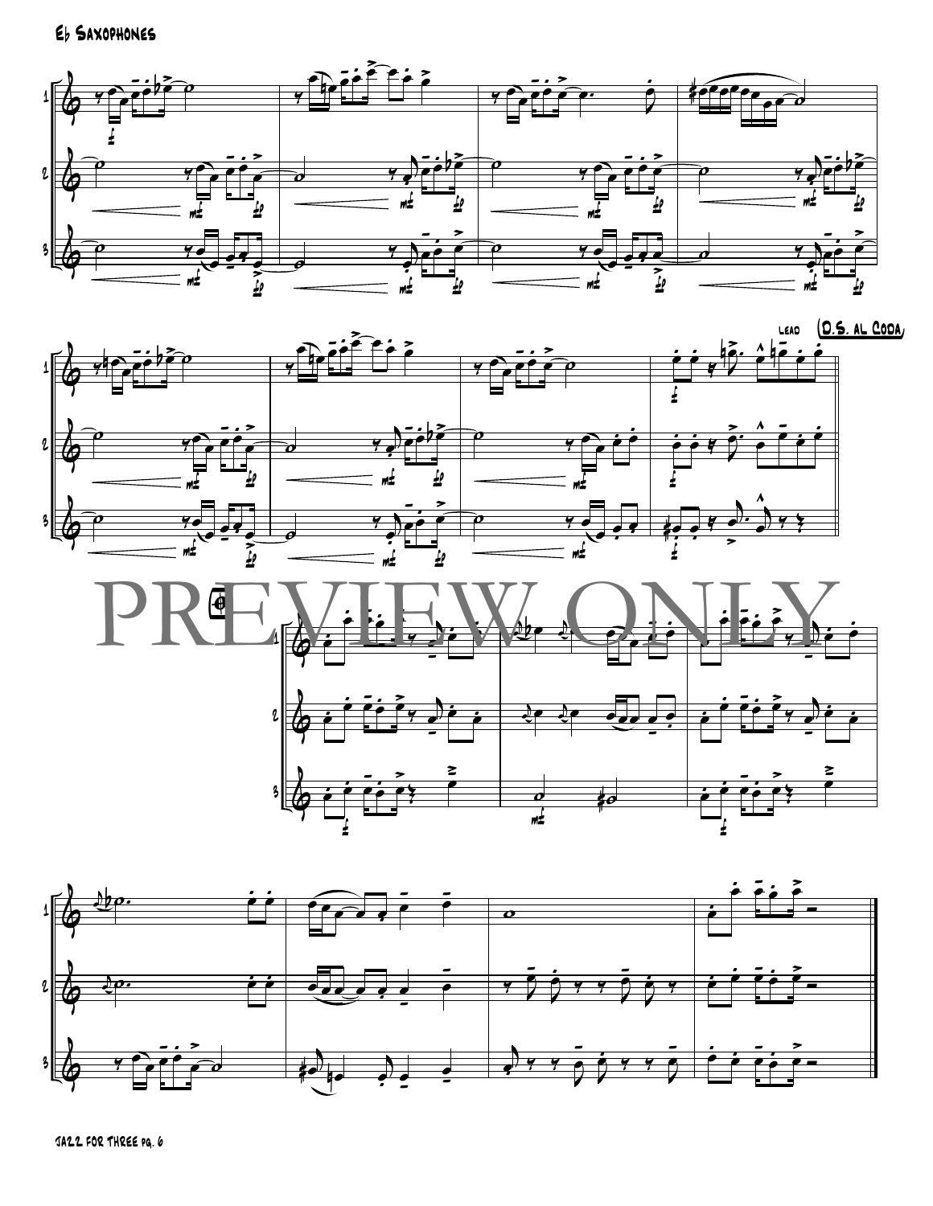Eb Saxophones

Lead

(D.S. al Coda)

PREVIEW ONLY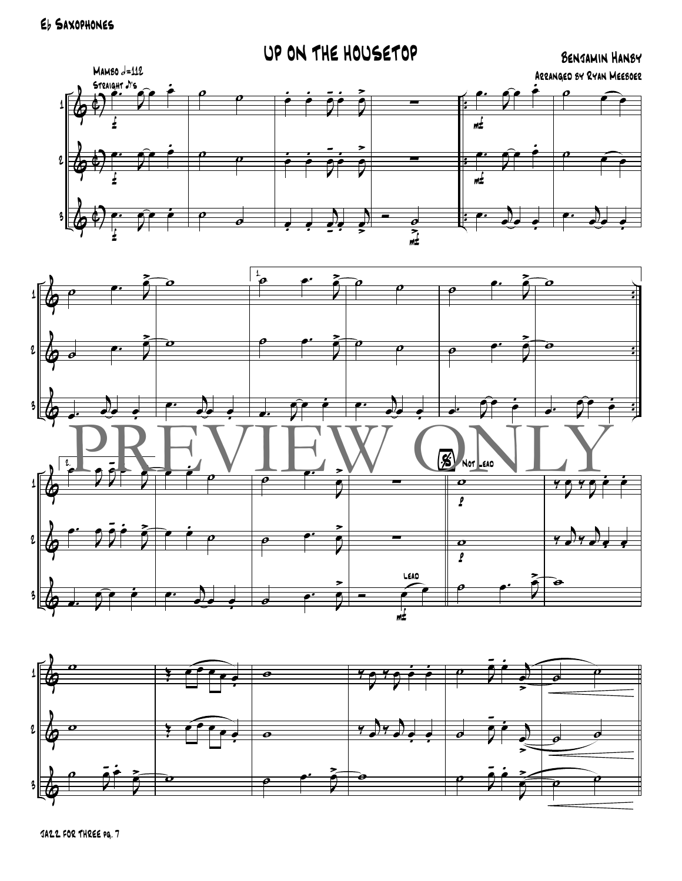Eb Saxophones

# Up on the Housetop

Benjamin Hanby

Arranged by Ryan Meeboer

Mambo ♩=112

Straight ♪'s

PREVIEW ONLY

Not Lead

Lead

Jazz for Three pg. 7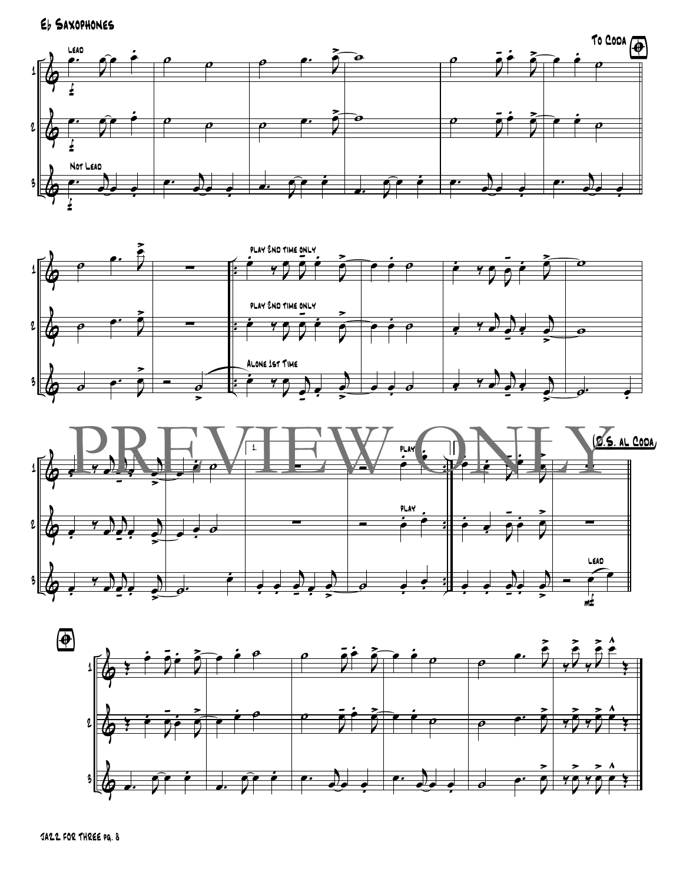E♭ Saxophones

To Coda

Lead

Not Lead

play 2nd time only

play 2nd time only

Alone 1st Time

PREVIEW ONLY

1.

play

play

(D.S. al Coda)

Lead

JAZZ FOR THREE pg. 8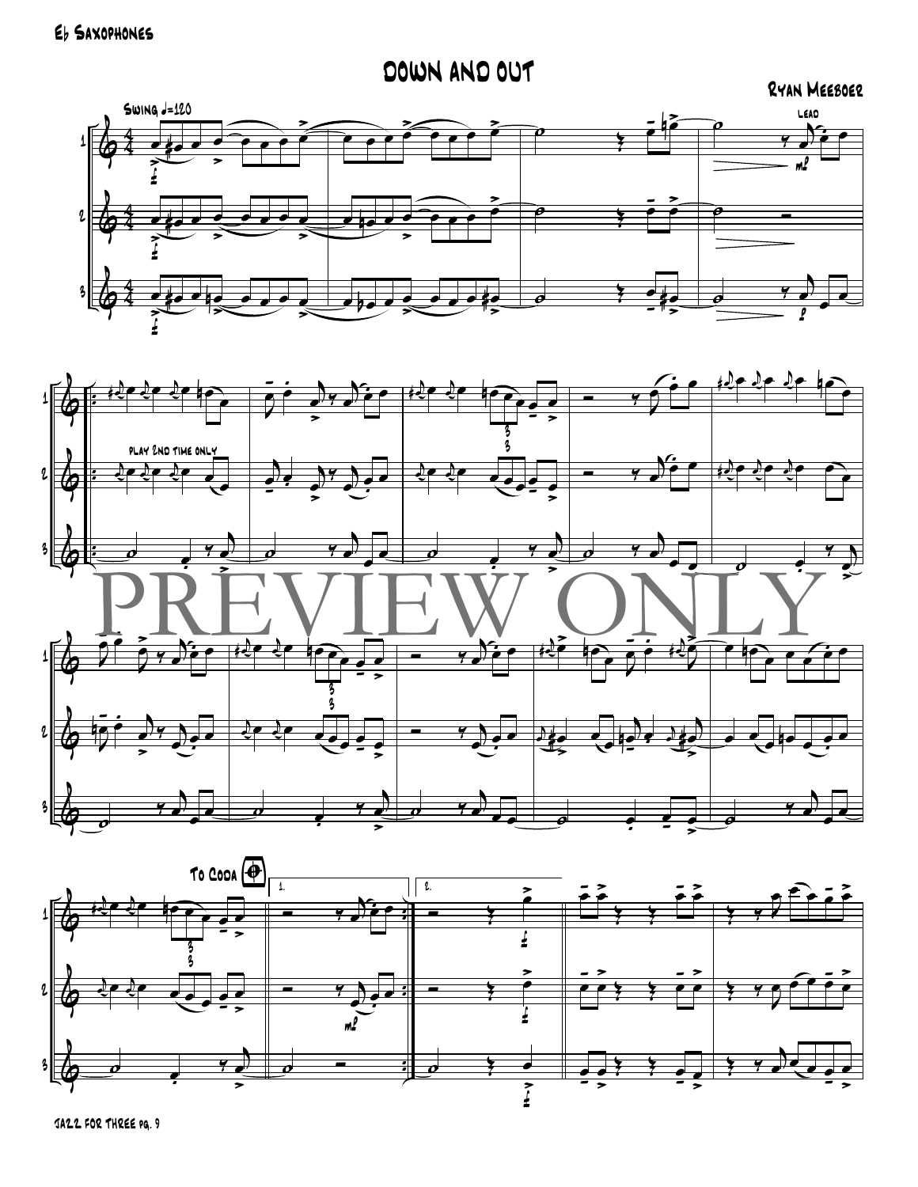Eb Saxophones

# DOWN AND OUT

Ryan Meeboer

Swing ♩=120

lead

play 2nd time only

PREVIEW ONLY

To Coda

1.

2.

JAZZ FOR THREE pg. 9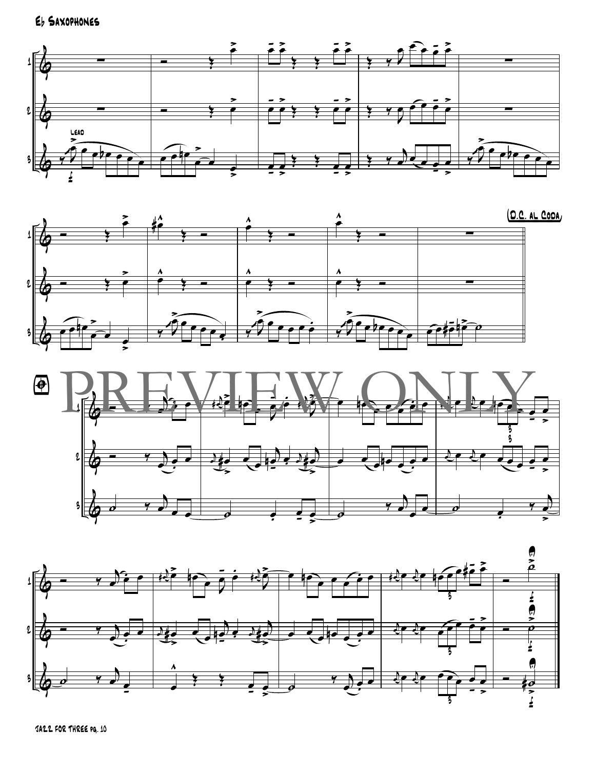E♭ Saxophones

Lead

(D.C. al Coda)

PREVIEW ONLY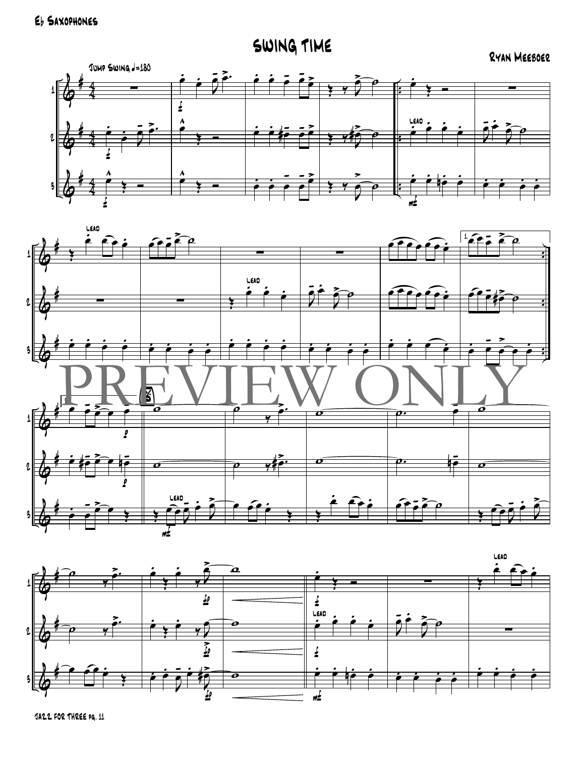Eb Saxophones

# SWING TIME

Ryan Meeboer

Jump Swing ♩=180

PREVIEW ONLY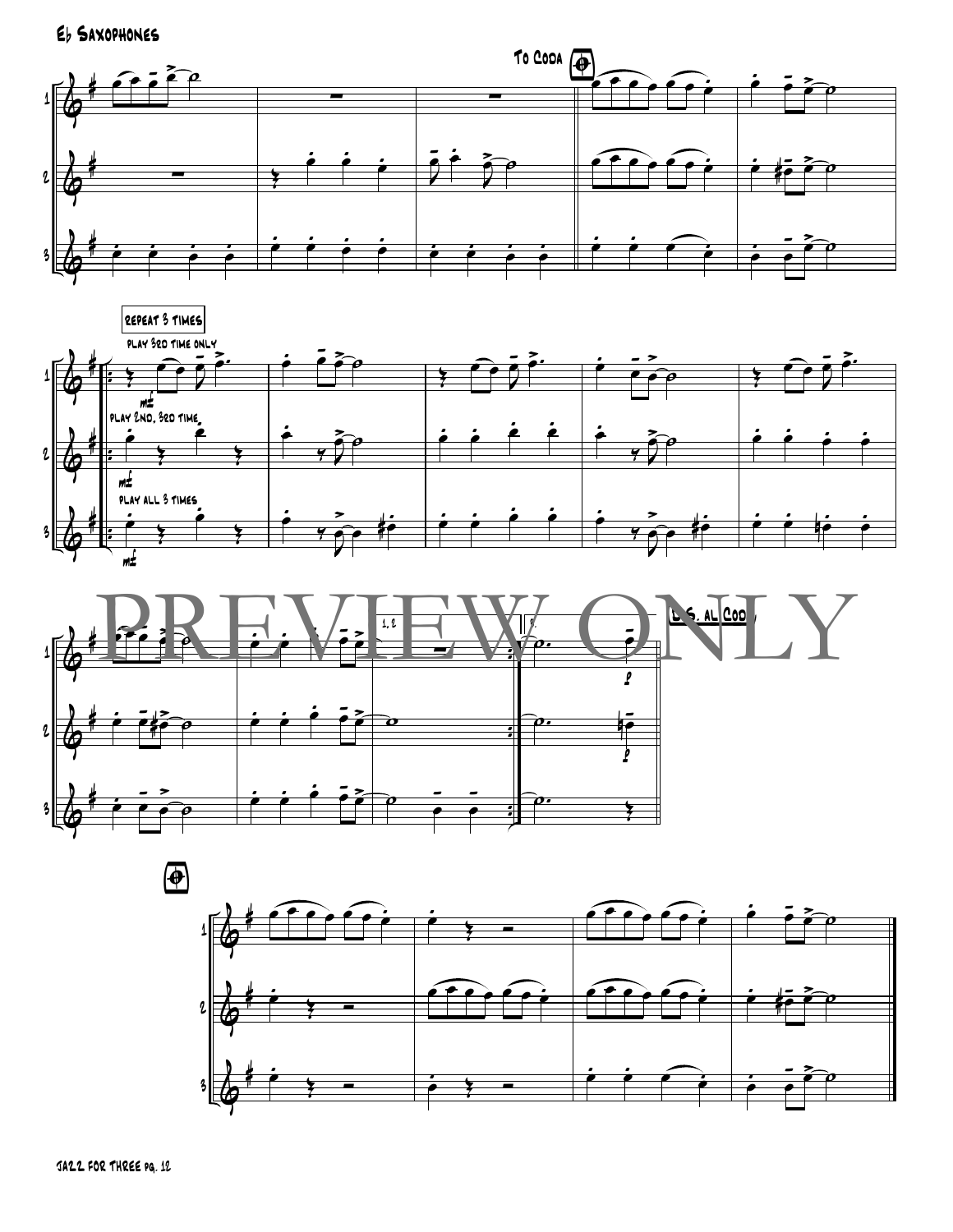# E♭ Saxophones

To Coda

repeat 3 times

play 3rd time only

play 2nd, 3rd time

play all 3 times

mf

1, 2

3.

D.S. al Coda

PREVIEW ONLY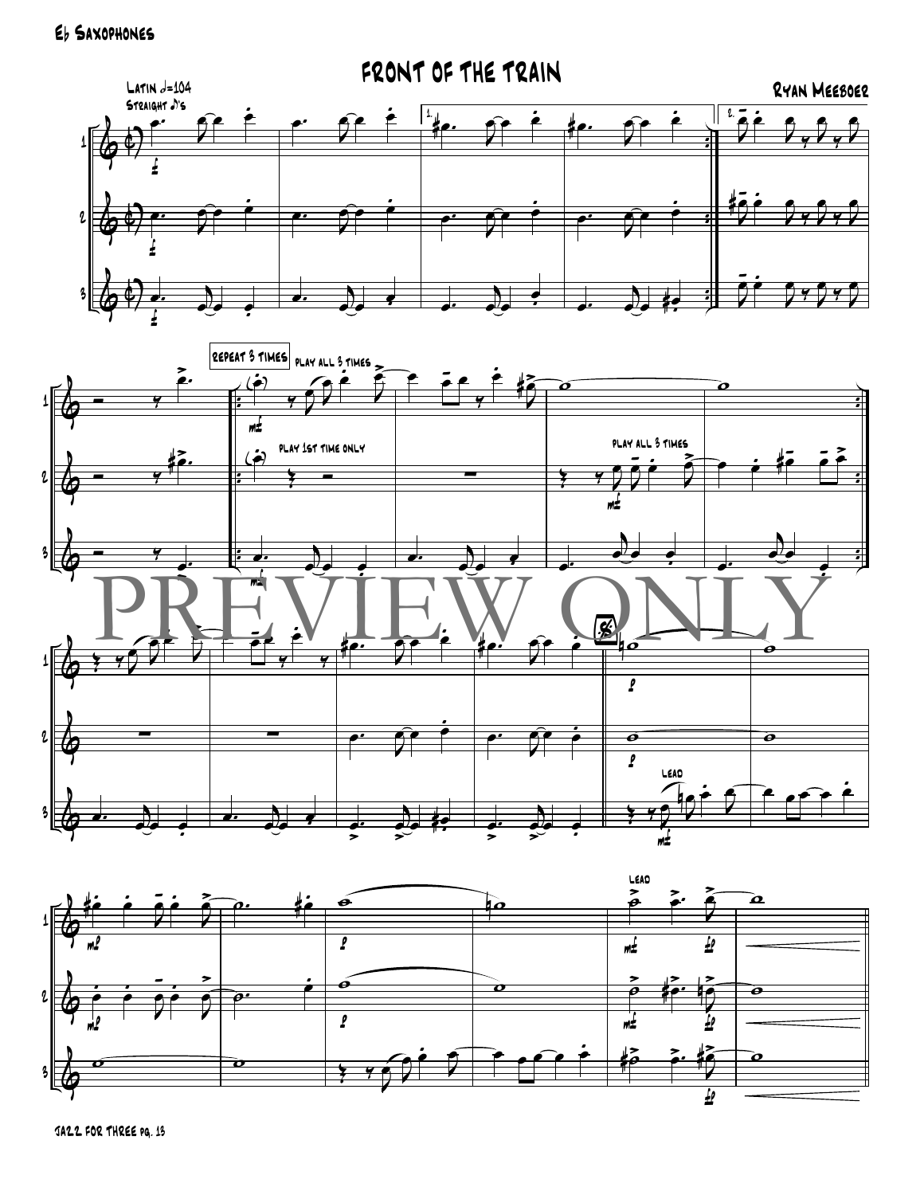E♭ Saxophones

# FRONT OF THE TRAIN

Ryan Meeboer

Latin 𝅗𝅥=104
Straight ♪'s

REPEAT 3 TIMES

PLAY ALL 3 TIMES

PLAY 1ST TIME ONLY

PLAY ALL 3 TIMES

LEAD

LEAD

PREVIEW ONLY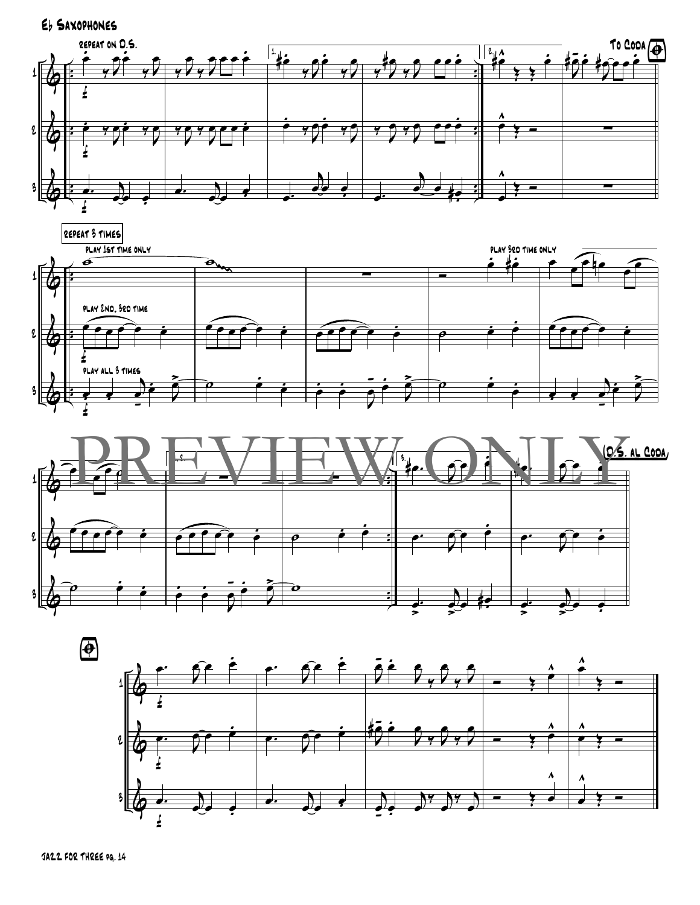E♭ Saxophones

repeat on D.S.

To Coda

repeat 3 times

play 1st time only

play 2nd, 3rd time

play all 3 times

play 3rd time only

D.S. al Coda

PREVIEW ONLY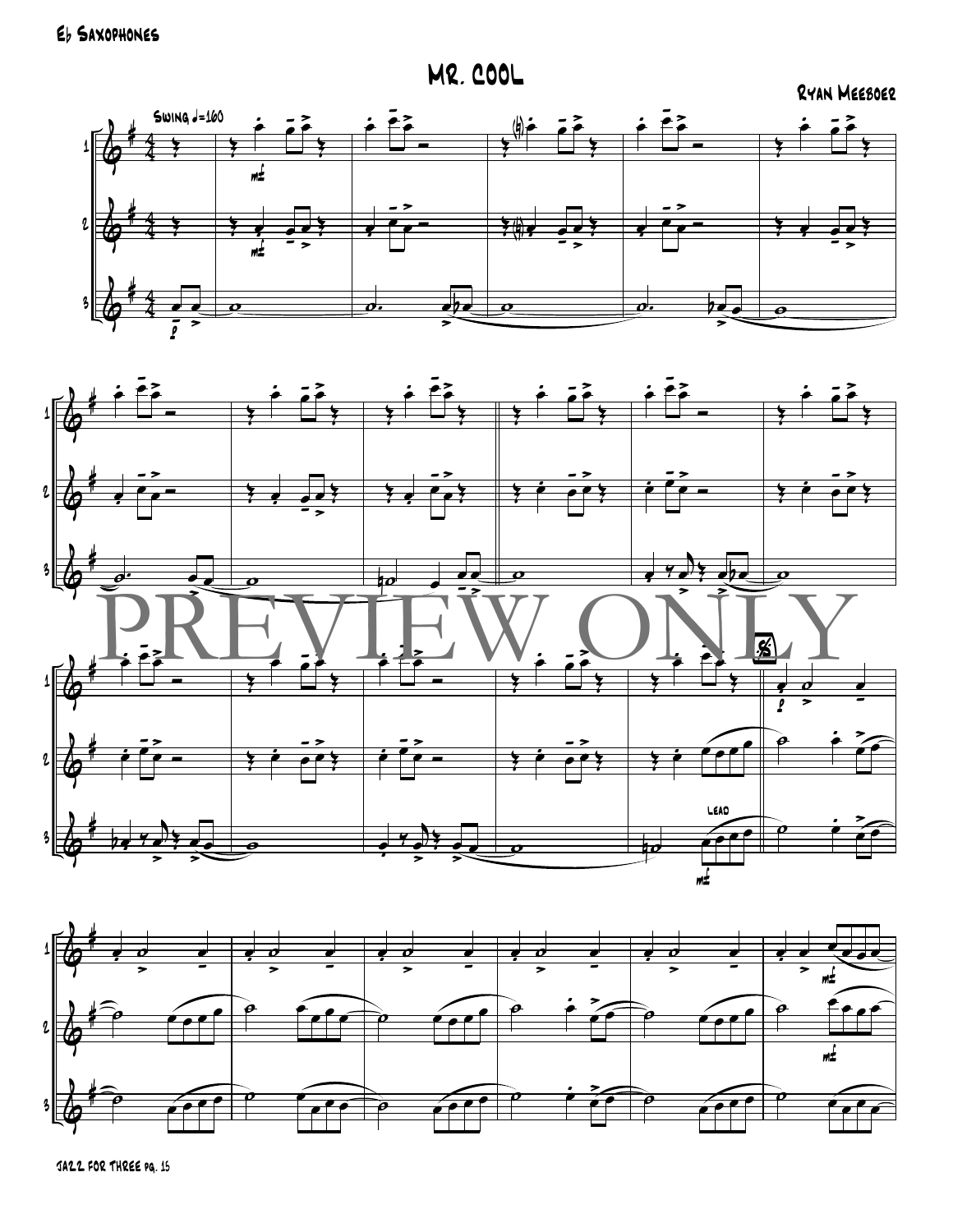Eb Saxophones

# MR. COOL

Ryan Meeboer

Swing ♩=160

PREVIEW ONLY

JAZZ FOR THREE pg. 15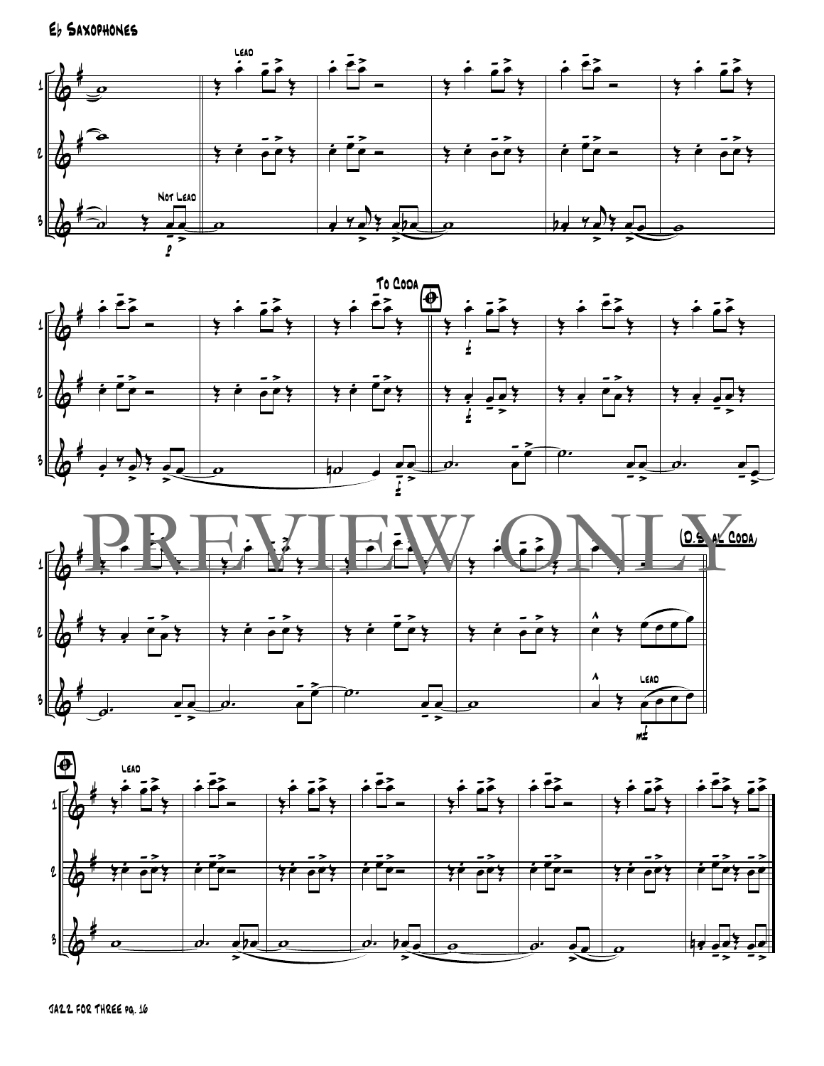Eb Saxophones

Lead

Not Lead

To Coda

PREVIEW ONLY

(D.S. al Coda)

Lead

Lead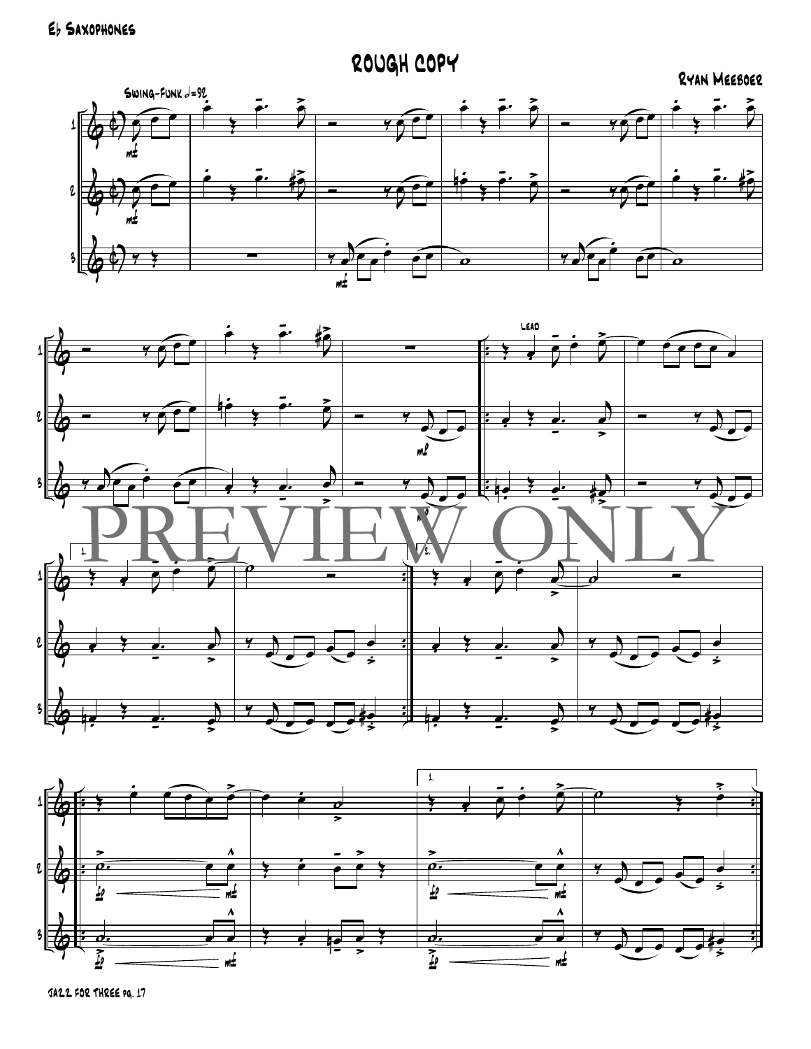# Rough Copy

Ryan Meeboer

Swing-Funk 𝅗𝅥=92

PREVIEW ONLY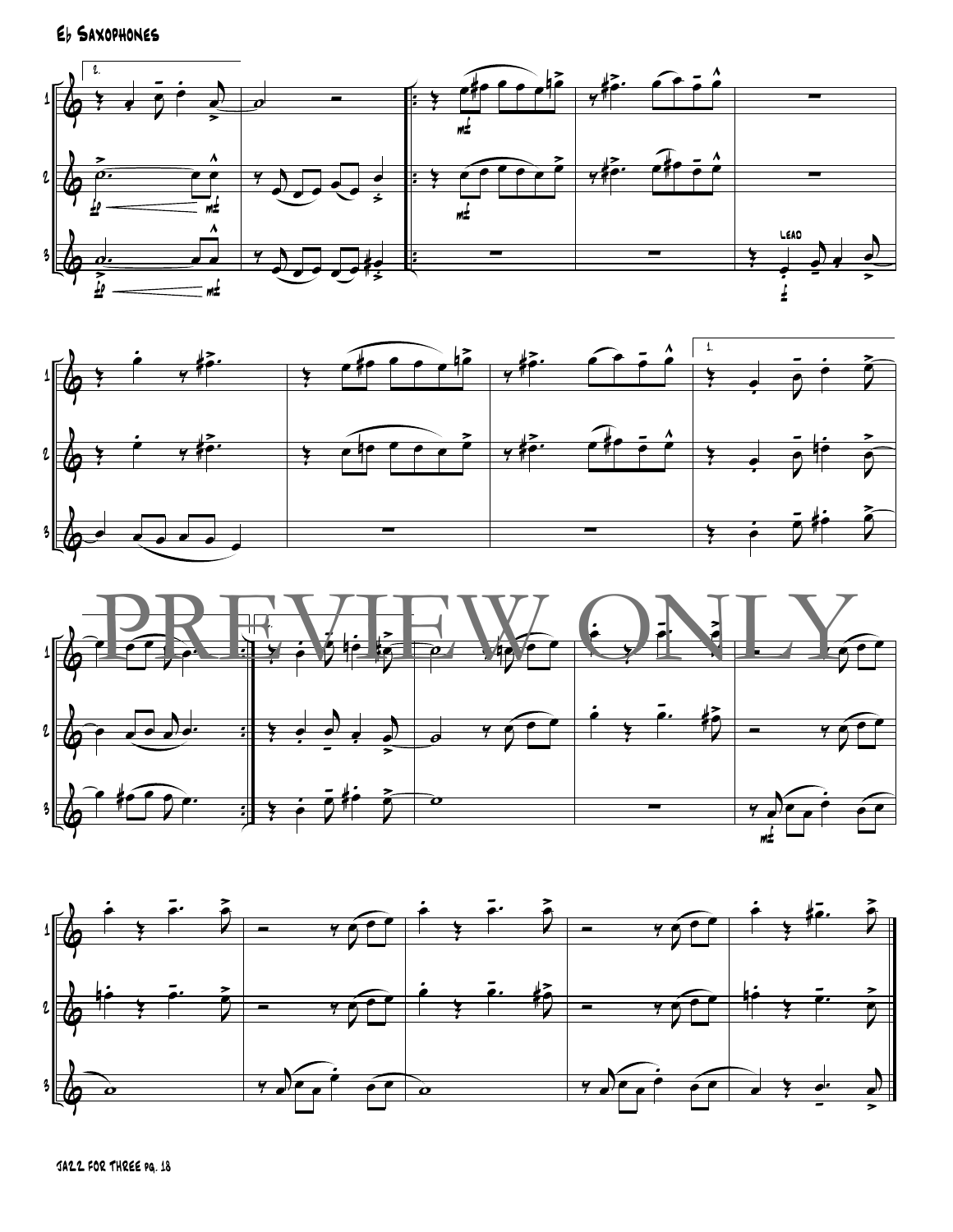Eb Saxophones

PREVIEW ONLY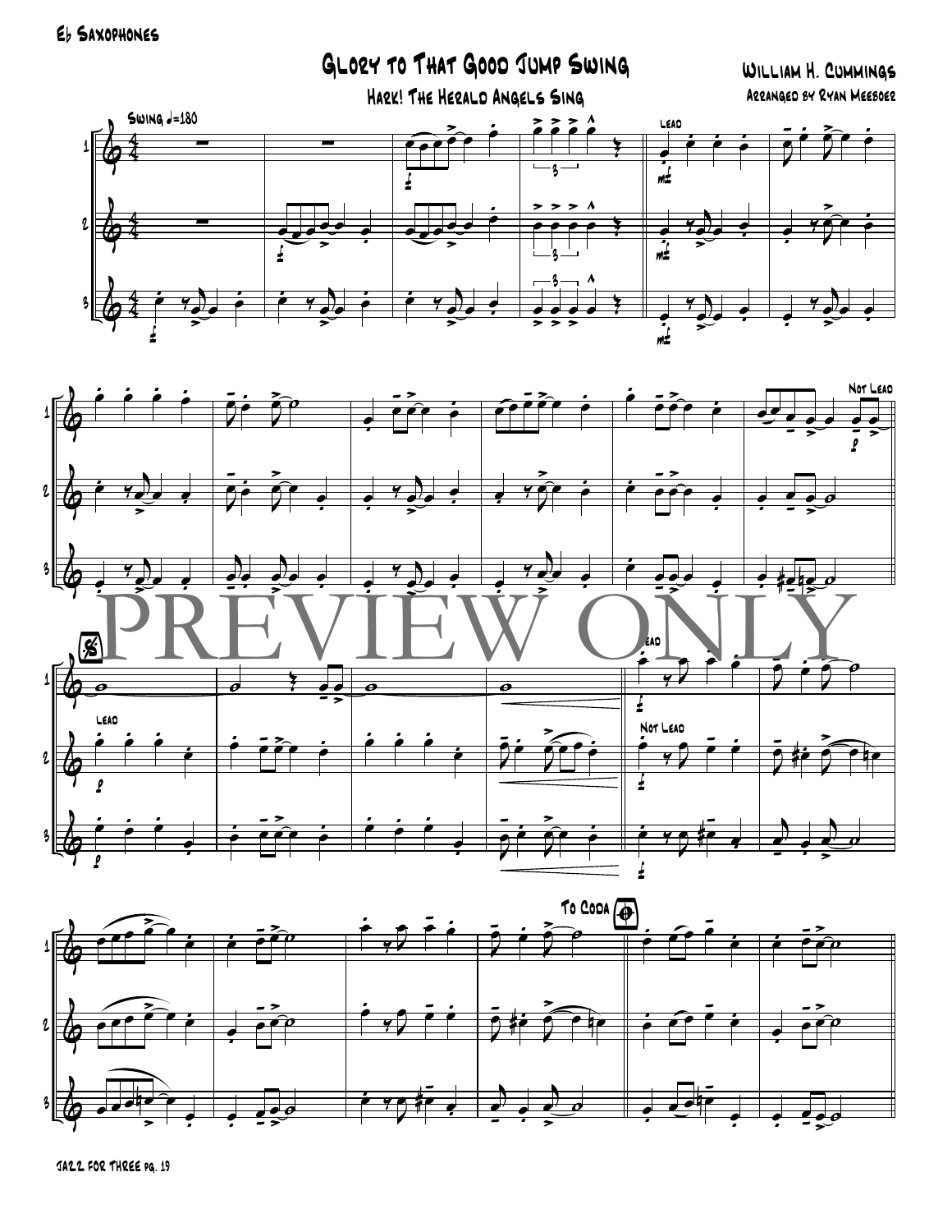Eb Saxophones

# Glory to That Good Jump Swing

## Hark! The Herald Angels Sing

William H. Cummings

Arranged by Ryan Meeboer

Swing ♩=180

Lead

Not Lead

Lead

Not Lead

To Coda

PREVIEW ONLY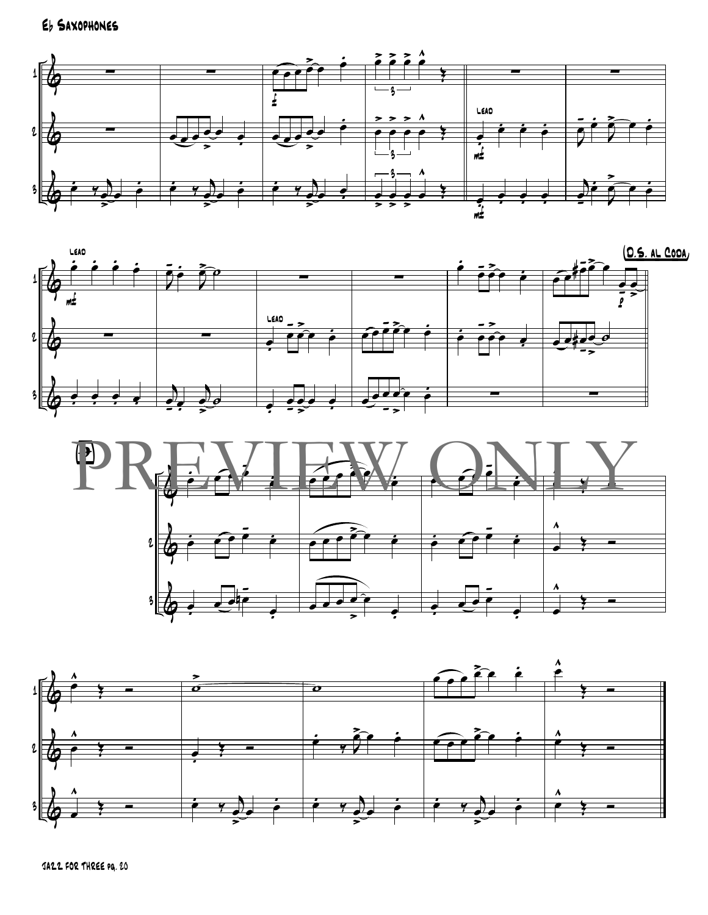E♭ Saxophones

LEAD

mf

LEAD

mf

LEAD

f

(D.S. al Coda)

p

PREVIEW ONLY